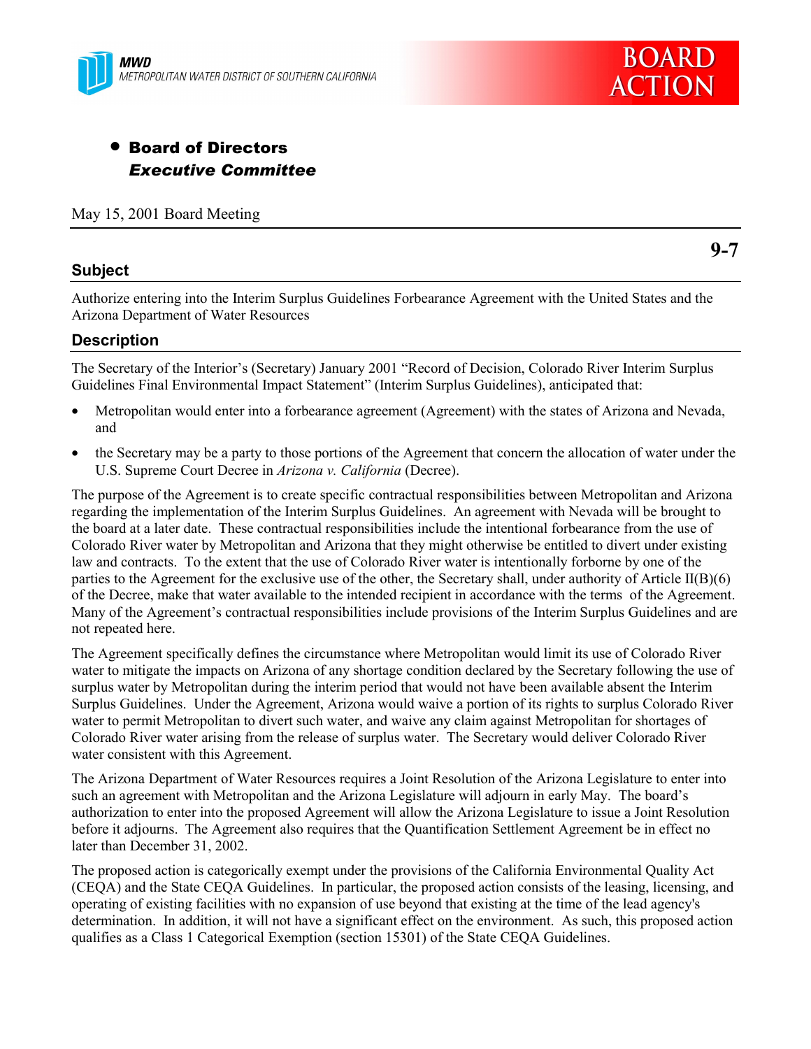MWD
METROPOLITAN WATER DISTRICT OF SOUTHERN CALIFORNIA

**BOARD ACTION**

- **Board of Directors**
  ***Executive Committee***

May 15, 2001 Board Meeting

**9-7**

## Subject

Authorize entering into the Interim Surplus Guidelines Forbearance Agreement with the United States and the Arizona Department of Water Resources

## Description

The Secretary of the Interior's (Secretary) January 2001 "Record of Decision, Colorado River Interim Surplus Guidelines Final Environmental Impact Statement" (Interim Surplus Guidelines), anticipated that:

- Metropolitan would enter into a forbearance agreement (Agreement) with the states of Arizona and Nevada, and
- the Secretary may be a party to those portions of the Agreement that concern the allocation of water under the U.S. Supreme Court Decree in *Arizona v. California* (Decree).

The purpose of the Agreement is to create specific contractual responsibilities between Metropolitan and Arizona regarding the implementation of the Interim Surplus Guidelines. An agreement with Nevada will be brought to the board at a later date. These contractual responsibilities include the intentional forbearance from the use of Colorado River water by Metropolitan and Arizona that they might otherwise be entitled to divert under existing law and contracts. To the extent that the use of Colorado River water is intentionally forborne by one of the parties to the Agreement for the exclusive use of the other, the Secretary shall, under authority of Article II(B)(6) of the Decree, make that water available to the intended recipient in accordance with the terms of the Agreement. Many of the Agreement's contractual responsibilities include provisions of the Interim Surplus Guidelines and are not repeated here.

The Agreement specifically defines the circumstance where Metropolitan would limit its use of Colorado River water to mitigate the impacts on Arizona of any shortage condition declared by the Secretary following the use of surplus water by Metropolitan during the interim period that would not have been available absent the Interim Surplus Guidelines. Under the Agreement, Arizona would waive a portion of its rights to surplus Colorado River water to permit Metropolitan to divert such water, and waive any claim against Metropolitan for shortages of Colorado River water arising from the release of surplus water. The Secretary would deliver Colorado River water consistent with this Agreement.

The Arizona Department of Water Resources requires a Joint Resolution of the Arizona Legislature to enter into such an agreement with Metropolitan and the Arizona Legislature will adjourn in early May. The board's authorization to enter into the proposed Agreement will allow the Arizona Legislature to issue a Joint Resolution before it adjourns. The Agreement also requires that the Quantification Settlement Agreement be in effect no later than December 31, 2002.

The proposed action is categorically exempt under the provisions of the California Environmental Quality Act (CEQA) and the State CEQA Guidelines. In particular, the proposed action consists of the leasing, licensing, and operating of existing facilities with no expansion of use beyond that existing at the time of the lead agency's determination. In addition, it will not have a significant effect on the environment. As such, this proposed action qualifies as a Class 1 Categorical Exemption (section 15301) of the State CEQA Guidelines.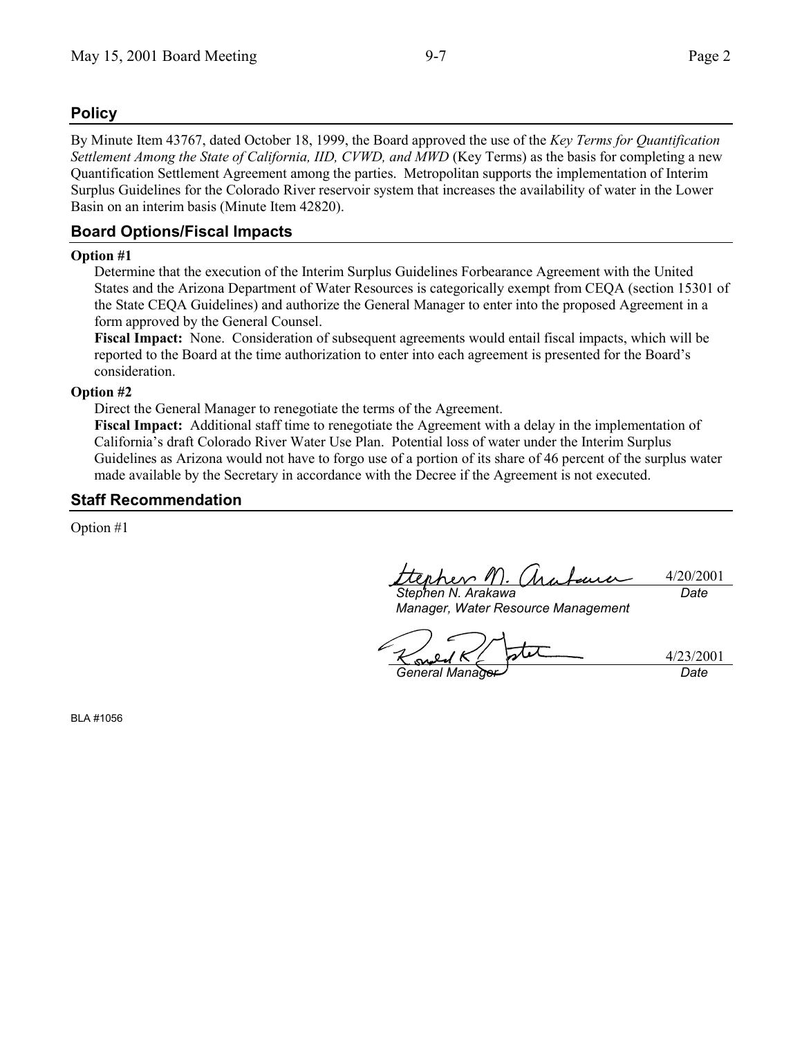## Policy

By Minute Item 43767, dated October 18, 1999, the Board approved the use of the *Key Terms for Quantification Settlement Among the State of California, IID, CVWD, and MWD* (Key Terms) as the basis for completing a new Quantification Settlement Agreement among the parties. Metropolitan supports the implementation of Interim Surplus Guidelines for the Colorado River reservoir system that increases the availability of water in the Lower Basin on an interim basis (Minute Item 42820).

## Board Options/Fiscal Impacts

**Option #1**

Determine that the execution of the Interim Surplus Guidelines Forbearance Agreement with the United States and the Arizona Department of Water Resources is categorically exempt from CEQA (section 15301 of the State CEQA Guidelines) and authorize the General Manager to enter into the proposed Agreement in a form approved by the General Counsel.

**Fiscal Impact:** None. Consideration of subsequent agreements would entail fiscal impacts, which will be reported to the Board at the time authorization to enter into each agreement is presented for the Board's consideration.

**Option #2**

Direct the General Manager to renegotiate the terms of the Agreement.

**Fiscal Impact:** Additional staff time to renegotiate the Agreement with a delay in the implementation of California's draft Colorado River Water Use Plan. Potential loss of water under the Interim Surplus Guidelines as Arizona would not have to forgo use of a portion of its share of 46 percent of the surplus water made available by the Secretary in accordance with the Decree if the Agreement is not executed.

## Staff Recommendation

Option #1

*Stephen N. Arakawa* — 4/20/2001 (Date)
*Manager, Water Resource Management*

*General Manager* — 4/23/2001 (Date)

BLA #1056